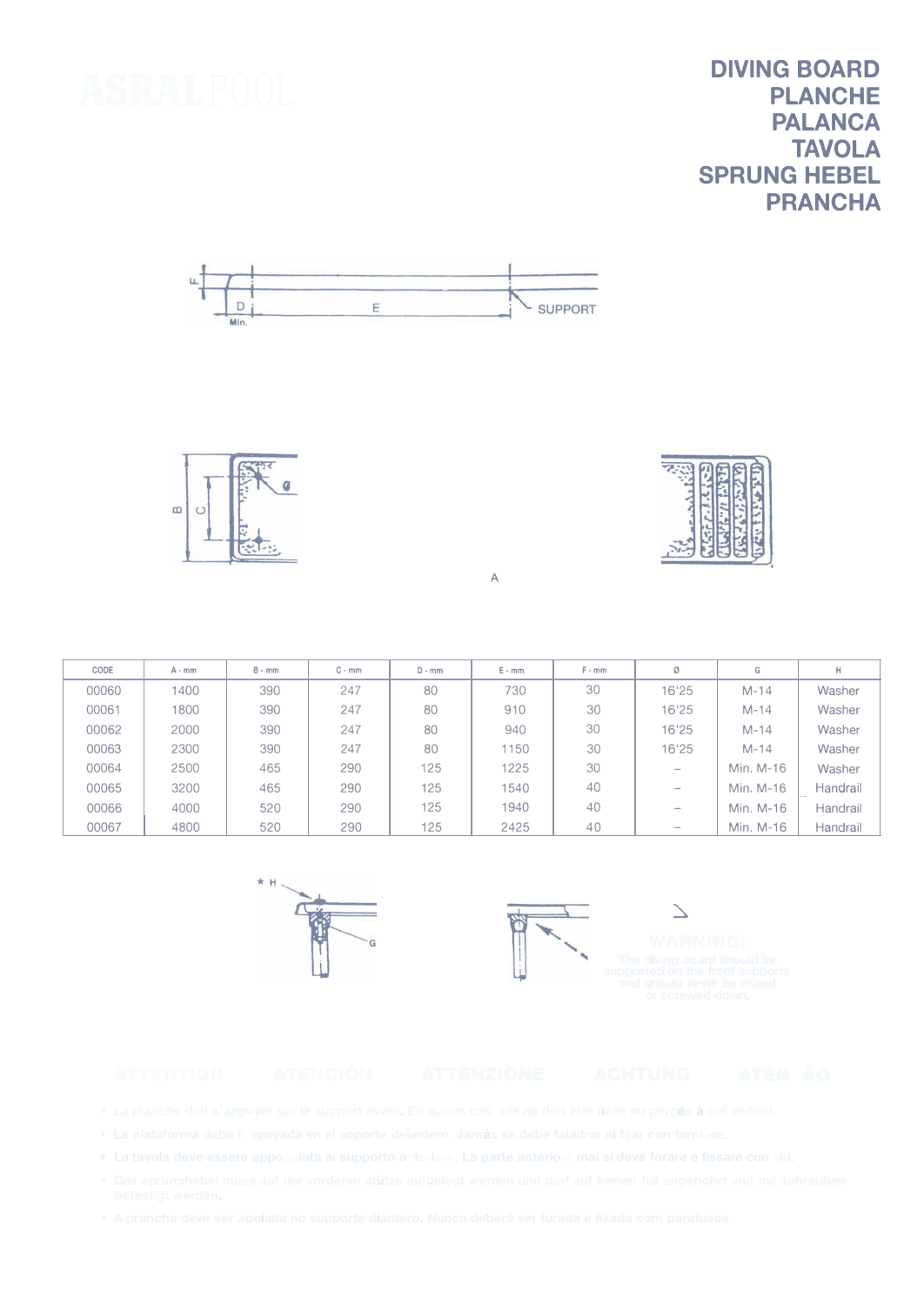ASRALPOOL

# DIVING BOARD
# PLANCHE
# PALANCA
# TAVOLA
# SPRUNG HEBEL
# PRANCHA

F

D

Min.

E

SUPPORT

B

C

G

A

| CODE | A - mm | B - mm | C - mm | D - mm | E - mm | F - mm | Ø | G | H |
|---|---|---|---|---|---|---|---|---|---|
| 00060 | 1400 | 390 | 247 | 80 | 730 | 30 | 16'25 | M-14 | Washer |
| 00061 | 1800 | 390 | 247 | 80 | 910 | 30 | 16'25 | M-14 | Washer |
| 00062 | 2000 | 390 | 247 | 80 | 940 | 30 | 16'25 | M-14 | Washer |
| 00063 | 2300 | 390 | 247 | 80 | 1150 | 30 | 16'25 | M-14 | Washer |
| 00064 | 2500 | 465 | 290 | 125 | 1225 | 30 | – | Min. M-16 | Washer |
| 00065 | 3200 | 465 | 290 | 125 | 1540 | 40 | – | Min. M-16 | Handrail |
| 00066 | 4000 | 520 | 290 | 125 | 1940 | 40 | – | Min. M-16 | Handrail |
| 00067 | 4800 | 520 | 290 | 125 | 2425 | 40 | – | Min. M-16 | Handrail |

* H

G

**WARNING!**

The diving board should be supported on the front supports and should never be drilled or screwed down.

**ATTENTION ATENCIÓN ATTENZIONE ACHTUNG ATENÇÃO**

- La planche doit s'appuyer sur le support avant. En aucun cas, elle ne doit être fixée ou percée à cet endroit.
- La plataforma debe ir apoyada en el soporte delantero. Jamás se debe taladrar ni fijar con tornillos.
- La tavola deve essere appoggiata al supporto anteriore. La parte anteriore mai si deve forare e fissare con viti.
- Das sprunghebel muss auf der vorderen stütze aufgelegt werden und darf auf keinen fall angebohrt und mit schrauben befestigt werden.
- A prancha deve ser apoiada no supporte dianteiro. Nunca deberá ser furada e fixada com parafusos.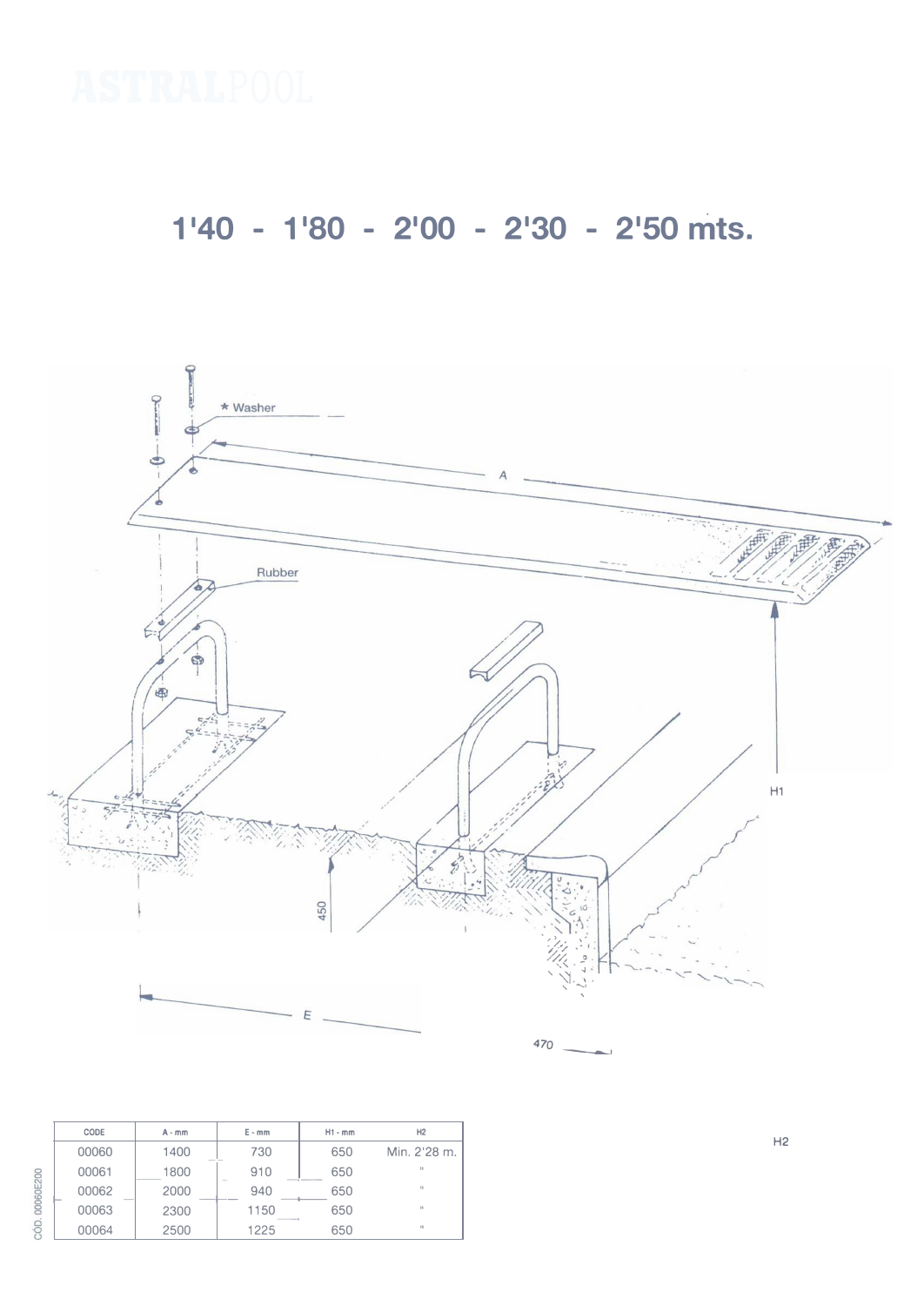ASTRALPOOL

# 1'40 - 1'80 - 2'00 - 2'30 - 2'50 mts.

\* Washer

A

Rubber

H1

450

E

470

H2

| CODE | A - mm | E - mm | H1 - mm | H2 |
|---|---|---|---|---|
| 00060 | 1400 | 730 | 650 | Min. 2'28 m. |
| 00061 | 1800 | 910 | 650 | " |
| 00062 | 2000 | 940 | 650 | " |
| 00063 | 2300 | 1150 | 650 | " |
| 00064 | 2500 | 1225 | 650 | " |

CÓD. 00060E200